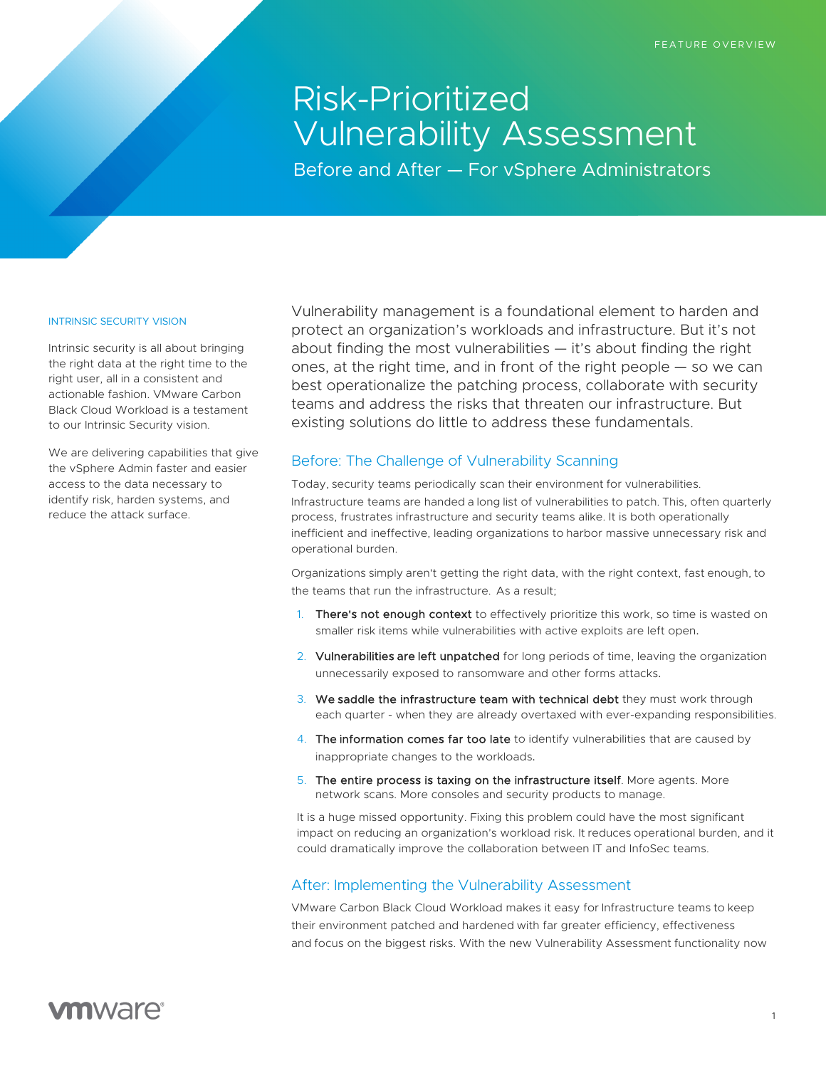FEATURE OVERVIEW

# Risk-Prioritized Vulnerability Assessment

## Before and After — For vSphere Administrators

### INTRINSIC SECURITY VISION

Intrinsic security is all about bringing the right data at the right time to the right user, all in a consistent and actionable fashion. VMware Carbon Black Cloud Workload is a testament to our Intrinsic Security vision.

We are delivering capabilities that give the vSphere Admin faster and easier access to the data necessary to identify risk, harden systems, and reduce the attack surface.

Vulnerability management is a foundational element to harden and protect an organization's workloads and infrastructure. But it's not about finding the most vulnerabilities — it's about finding the right ones, at the right time, and in front of the right people — so we can best operationalize the patching process, collaborate with security teams and address the risks that threaten our infrastructure. But existing solutions do little to address these fundamentals.

## Before: The Challenge of Vulnerability Scanning

Today, security teams periodically scan their environment for vulnerabilities. Infrastructure teams are handed a long list of vulnerabilities to patch. This, often quarterly process, frustrates infrastructure and security teams alike. It is both operationally inefficient and ineffective, leading organizations to harbor massive unnecessary risk and operational burden.

Organizations simply aren't getting the right data, with the right context, fast enough, to the teams that run the infrastructure. As a result;

1. **There's not enough context** to effectively prioritize this work, so time is wasted on smaller risk items while vulnerabilities with active exploits are left open.
2. **Vulnerabilities are left unpatched** for long periods of time, leaving the organization unnecessarily exposed to ransomware and other forms attacks.
3. **We saddle the infrastructure team with technical debt** they must work through each quarter - when they are already overtaxed with ever-expanding responsibilities.
4. **The information comes far too late** to identify vulnerabilities that are caused by inappropriate changes to the workloads.
5. **The entire process is taxing on the infrastructure itself**. More agents. More network scans. More consoles and security products to manage.

It is a huge missed opportunity. Fixing this problem could have the most significant impact on reducing an organization's workload risk. It reduces operational burden, and it could dramatically improve the collaboration between IT and InfoSec teams.

## After: Implementing the Vulnerability Assessment

VMware Carbon Black Cloud Workload makes it easy for Infrastructure teams to keep their environment patched and hardened with far greater efficiency, effectiveness and focus on the biggest risks. With the new Vulnerability Assessment functionality now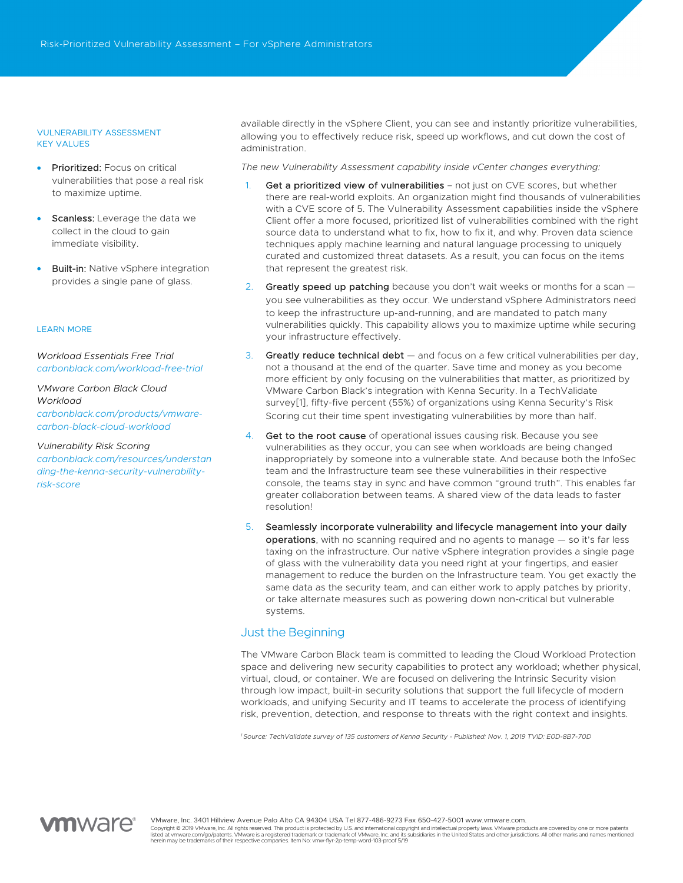VULNERABILITY ASSESSMENT KEY VALUES

- **Prioritized:** Focus on critical vulnerabilities that pose a real risk to maximize uptime.
- **Scanless:** Leverage the data we collect in the cloud to gain immediate visibility.
- **Built-in:** Native vSphere integration provides a single pane of glass.

LEARN MORE

*Workload Essentials Free Trial*
*carbonblack.com/workload-free-trial*

*VMware Carbon Black Cloud Workload*
*carbonblack.com/products/vmware-carbon-black-cloud-workload*

*Vulnerability Risk Scoring*
*carbonblack.com/resources/understanding-the-kenna-security-vulnerability-risk-score*

available directly in the vSphere Client, you can see and instantly prioritize vulnerabilities, allowing you to effectively reduce risk, speed up workflows, and cut down the cost of administration.

*The new Vulnerability Assessment capability inside vCenter changes everything:*

1. **Get a prioritized view of vulnerabilities** – not just on CVE scores, but whether there are real-world exploits. An organization might find thousands of vulnerabilities with a CVE score of 5. The Vulnerability Assessment capabilities inside the vSphere Client offer a more focused, prioritized list of vulnerabilities combined with the right source data to understand what to fix, how to fix it, and why. Proven data science techniques apply machine learning and natural language processing to uniquely curated and customized threat datasets. As a result, you can focus on the items that represent the greatest risk.
2. **Greatly speed up patching** because you don't wait weeks or months for a scan — you see vulnerabilities as they occur. We understand vSphere Administrators need to keep the infrastructure up-and-running, and are mandated to patch many vulnerabilities quickly. This capability allows you to maximize uptime while securing your infrastructure effectively.
3. **Greatly reduce technical debt** — and focus on a few critical vulnerabilities per day, not a thousand at the end of the quarter. Save time and money as you become more efficient by only focusing on the vulnerabilities that matter, as prioritized by VMware Carbon Black's integration with Kenna Security. In a TechValidate survey[1], fifty-five percent (55%) of organizations using Kenna Security's Risk Scoring cut their time spent investigating vulnerabilities by more than half.
4. **Get to the root cause** of operational issues causing risk. Because you see vulnerabilities as they occur, you can see when workloads are being changed inappropriately by someone into a vulnerable state. And because both the InfoSec team and the Infrastructure team see these vulnerabilities in their respective console, the teams stay in sync and have common "ground truth". This enables far greater collaboration between teams. A shared view of the data leads to faster resolution!
5. **Seamlessly incorporate vulnerability and lifecycle management into your daily operations**, with no scanning required and no agents to manage — so it's far less taxing on the infrastructure. Our native vSphere integration provides a single page of glass with the vulnerability data you need right at your fingertips, and easier management to reduce the burden on the Infrastructure team. You get exactly the same data as the security team, and can either work to apply patches by priority, or take alternate measures such as powering down non-critical but vulnerable systems.

## Just the Beginning

The VMware Carbon Black team is committed to leading the Cloud Workload Protection space and delivering new security capabilities to protect any workload; whether physical, virtual, cloud, or container. We are focused on delivering the Intrinsic Security vision through low impact, built-in security solutions that support the full lifecycle of modern workloads, and unifying Security and IT teams to accelerate the process of identifying risk, prevention, detection, and response to threats with the right context and insights.

[1] *Source: TechValidate survey of 135 customers of Kenna Security - Published: Nov. 1, 2019 TVID: E0D-8B7-70D*

VMware, Inc. 3401 Hillview Avenue Palo Alto CA 94304 USA Tel 877-486-9273 Fax 650-427-5001 www.vmware.com.
Copyright © 2019 VMware, Inc. All rights reserved. This product is protected by U.S. and international copyright and intellectual property laws. VMware products are covered by one or more patents listed at vmware.com/go/patents. VMware is a registered trademark or trademark of VMware, Inc. and its subsidiaries in the United States and other jurisdictions. All other marks and names mentioned herein may be trademarks of their respective companies. Item No: vmw-flyr-2p-temp-word-103-proof 5/19